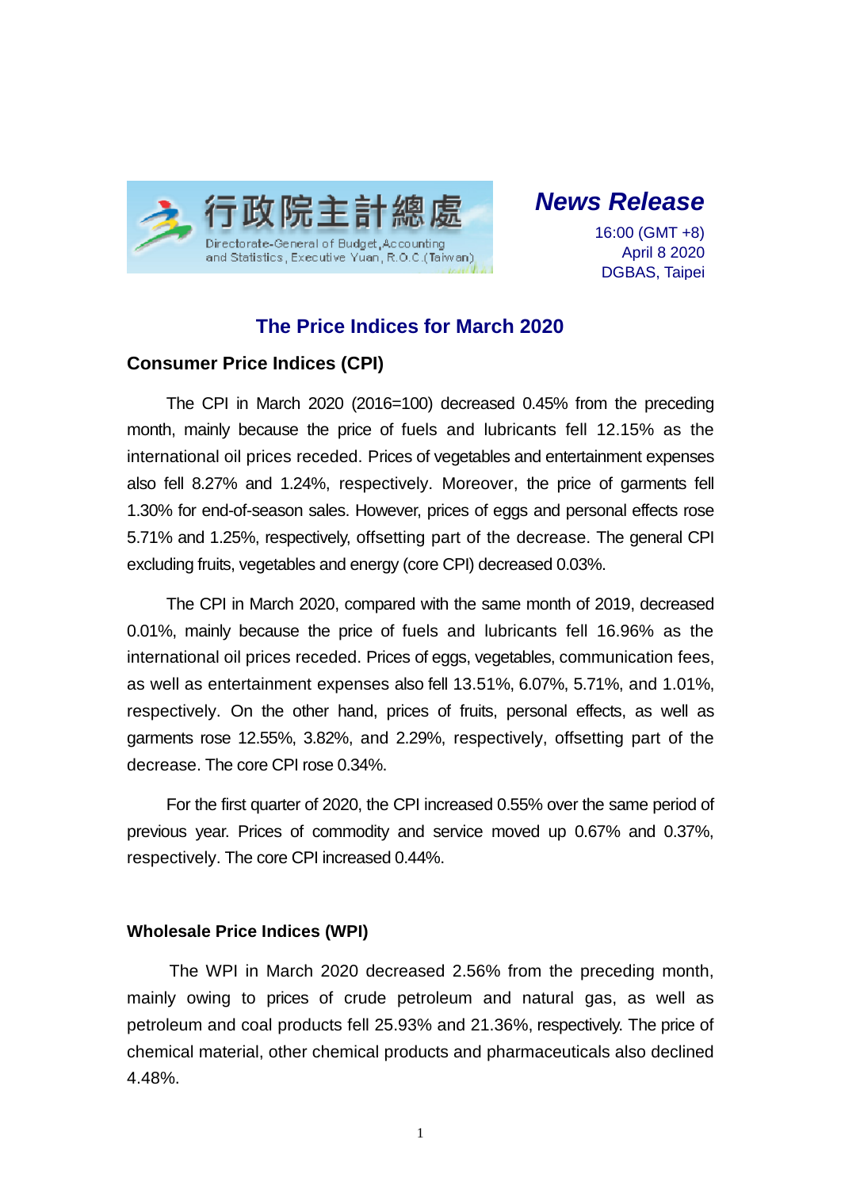行政院主計總處

Directorate-General of Budget, Accounting and Statistics, Executive Yuan, R.O.C. (Taiwan)

***News Release***

16:00 (GMT +8)
April 8 2020
DGBAS, Taipei

# The Price Indices for March 2020

## Consumer Price Indices (CPI)

The CPI in March 2020 (2016=100) decreased 0.45% from the preceding month, mainly because the price of fuels and lubricants fell 12.15% as the international oil prices receded. Prices of vegetables and entertainment expenses also fell 8.27% and 1.24%, respectively. Moreover, the price of garments fell 1.30% for end-of-season sales. However, prices of eggs and personal effects rose 5.71% and 1.25%, respectively, offsetting part of the decrease. The general CPI excluding fruits, vegetables and energy (core CPI) decreased 0.03%.

The CPI in March 2020, compared with the same month of 2019, decreased 0.01%, mainly because the price of fuels and lubricants fell 16.96% as the international oil prices receded. Prices of eggs, vegetables, communication fees, as well as entertainment expenses also fell 13.51%, 6.07%, 5.71%, and 1.01%, respectively. On the other hand, prices of fruits, personal effects, as well as garments rose 12.55%, 3.82%, and 2.29%, respectively, offsetting part of the decrease. The core CPI rose 0.34%.

For the first quarter of 2020, the CPI increased 0.55% over the same period of previous year. Prices of commodity and service moved up 0.67% and 0.37%, respectively. The core CPI increased 0.44%.

## Wholesale Price Indices (WPI)

The WPI in March 2020 decreased 2.56% from the preceding month, mainly owing to prices of crude petroleum and natural gas, as well as petroleum and coal products fell 25.93% and 21.36%, respectively. The price of chemical material, other chemical products and pharmaceuticals also declined 4.48%.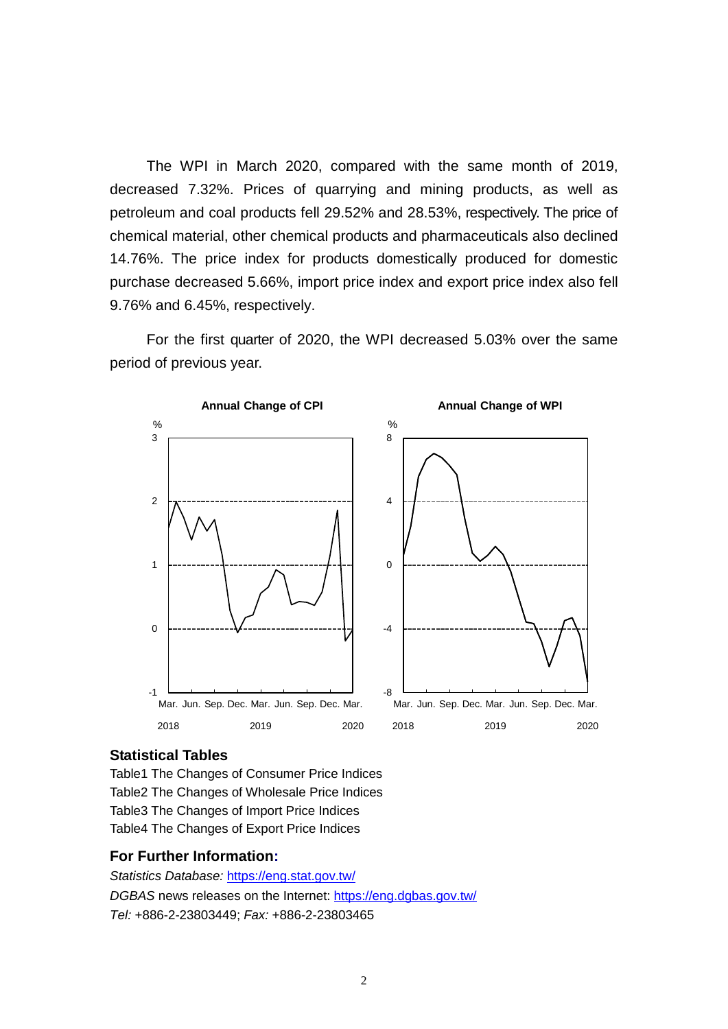The WPI in March 2020, compared with the same month of 2019, decreased 7.32%. Prices of quarrying and mining products, as well as petroleum and coal products fell 29.52% and 28.53%, respectively. The price of chemical material, other chemical products and pharmaceuticals also declined 14.76%. The price index for products domestically produced for domestic purchase decreased 5.66%, import price index and export price index also fell 9.76% and 6.45%, respectively.

For the first quarter of 2020, the WPI decreased 5.03% over the same period of previous year.

**Annual Change of CPI**

%
3
2
1
0
-1
Mar. Jun. Sep. Dec. Mar. Jun. Sep. Dec. Mar.
2018 2019 2020

**Annual Change of WPI**

%
8
4
0
-4
-8
Mar. Jun. Sep. Dec. Mar. Jun. Sep. Dec. Mar.
2018 2019 2020

### Statistical Tables

Table1 The Changes of Consumer Price Indices
Table2 The Changes of Wholesale Price Indices
Table3 The Changes of Import Price Indices
Table4 The Changes of Export Price Indices

### For Further Information:

*Statistics Database:* https://eng.stat.gov.tw/
*DGBAS* news releases on the Internet: https://eng.dgbas.gov.tw/
*Tel:* +886-2-23803449; *Fax:* +886-2-23803465